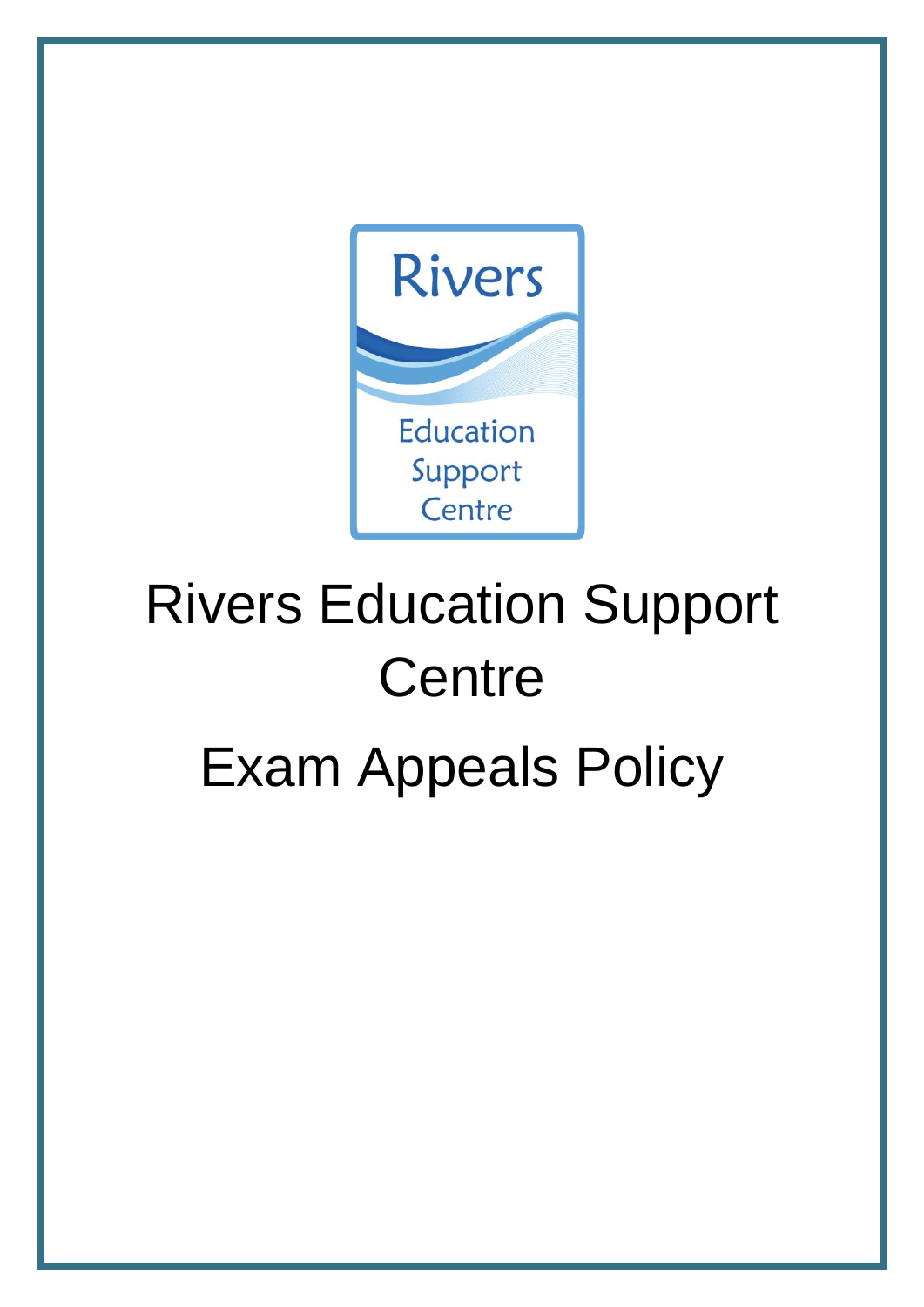# Rivers Education Support Centre

# Exam Appeals Policy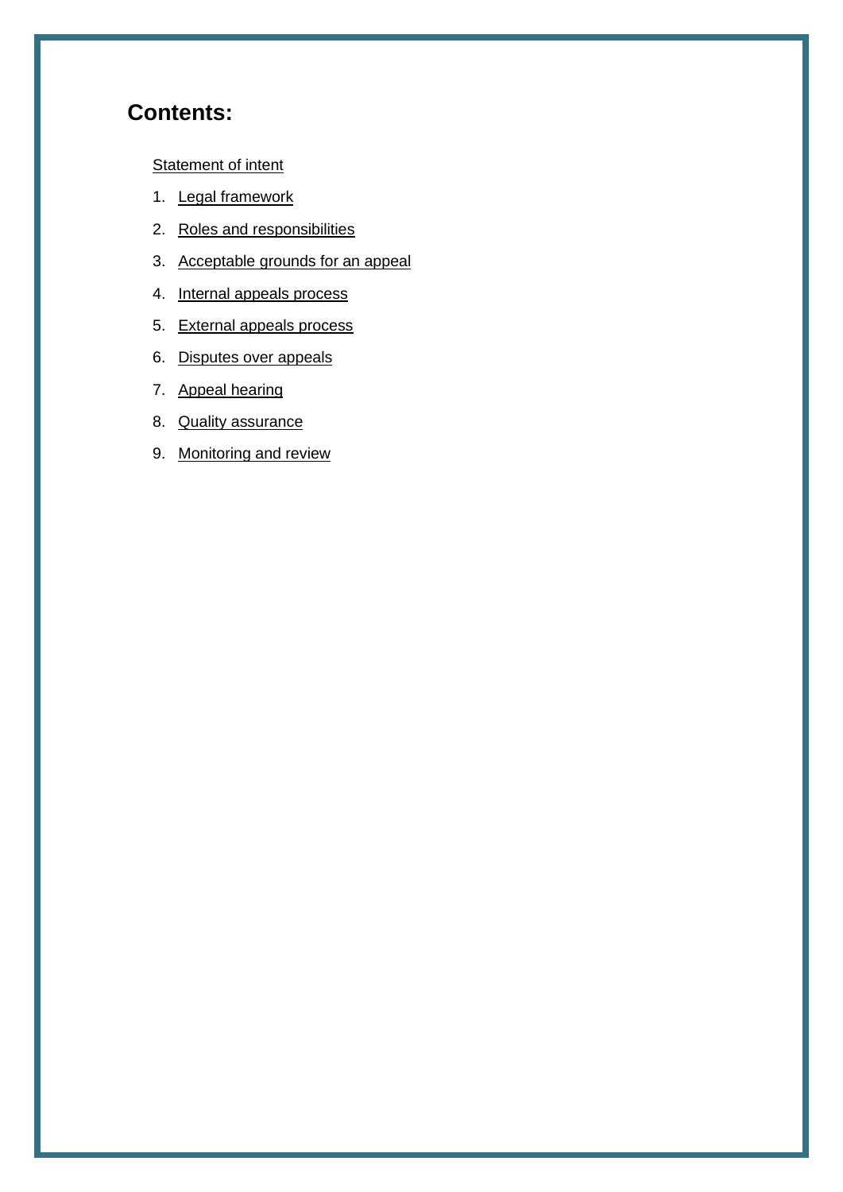## Contents:

Statement of intent

1. Legal framework
2. Roles and responsibilities
3. Acceptable grounds for an appeal
4. Internal appeals process
5. External appeals process
6. Disputes over appeals
7. Appeal hearing
8. Quality assurance
9. Monitoring and review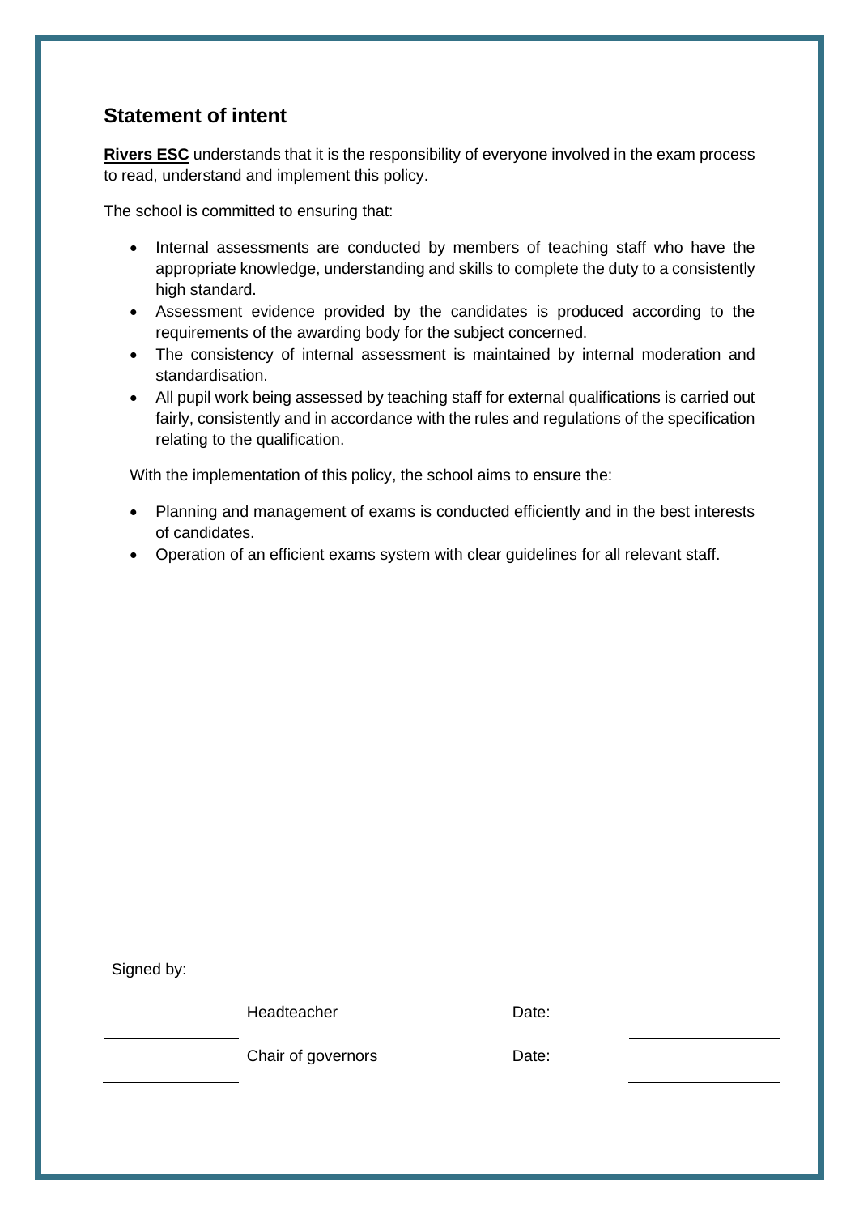## Statement of intent

**Rivers ESC** understands that it is the responsibility of everyone involved in the exam process to read, understand and implement this policy.

The school is committed to ensuring that:

- Internal assessments are conducted by members of teaching staff who have the appropriate knowledge, understanding and skills to complete the duty to a consistently high standard.
- Assessment evidence provided by the candidates is produced according to the requirements of the awarding body for the subject concerned.
- The consistency of internal assessment is maintained by internal moderation and standardisation.
- All pupil work being assessed by teaching staff for external qualifications is carried out fairly, consistently and in accordance with the rules and regulations of the specification relating to the qualification.

With the implementation of this policy, the school aims to ensure the:

- Planning and management of exams is conducted efficiently and in the best interests of candidates.
- Operation of an efficient exams system with clear guidelines for all relevant staff.

Signed by:

| | | | |
|---|---|---|---|
| ________________ | Headteacher | Date: | ________________ |
| ________________ | Chair of governors | Date: | ________________ |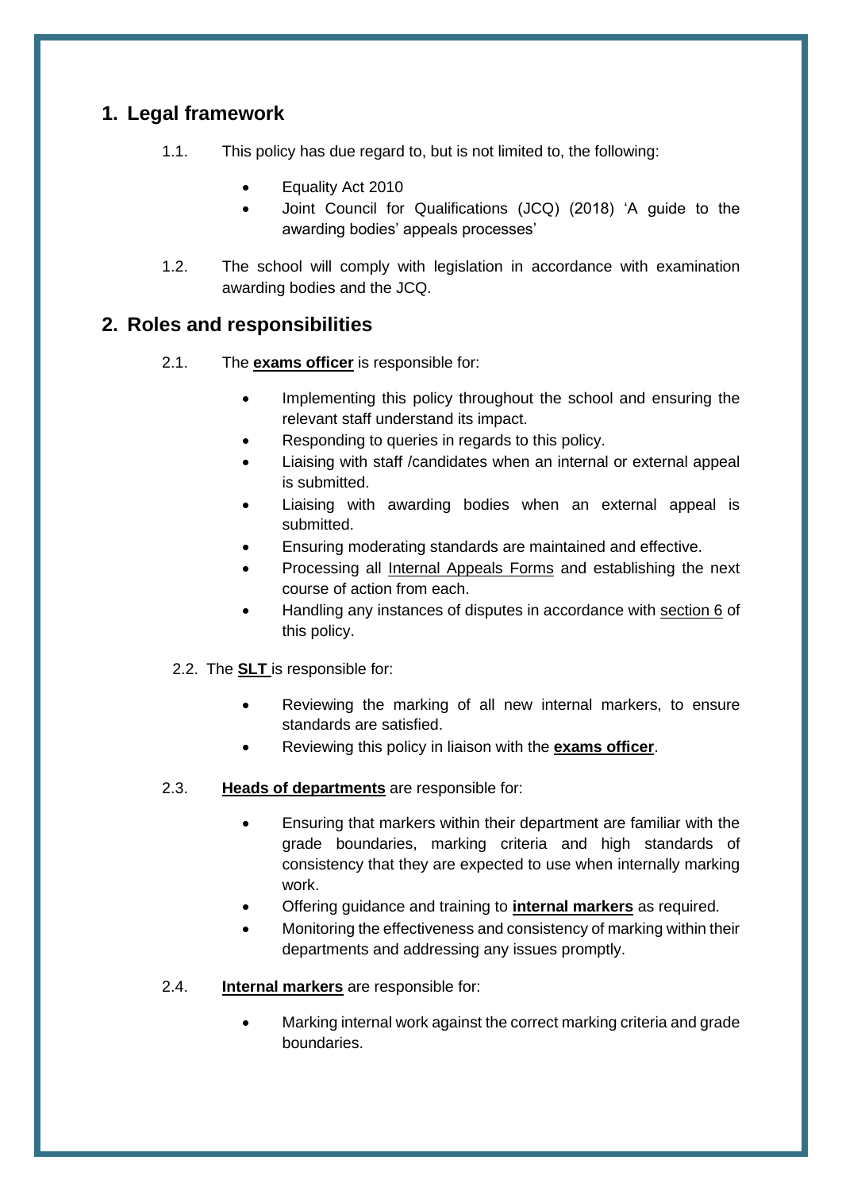## 1. Legal framework

1.1. This policy has due regard to, but is not limited to, the following:

- Equality Act 2010
- Joint Council for Qualifications (JCQ) (2018) 'A guide to the awarding bodies' appeals processes'

1.2. The school will comply with legislation in accordance with examination awarding bodies and the JCQ.

## 2. Roles and responsibilities

2.1. The **exams officer** is responsible for:

- Implementing this policy throughout the school and ensuring the relevant staff understand its impact.
- Responding to queries in regards to this policy.
- Liaising with staff /candidates when an internal or external appeal is submitted.
- Liaising with awarding bodies when an external appeal is submitted.
- Ensuring moderating standards are maintained and effective.
- Processing all Internal Appeals Forms and establishing the next course of action from each.
- Handling any instances of disputes in accordance with section 6 of this policy.

2.2. The **SLT** is responsible for:

- Reviewing the marking of all new internal markers, to ensure standards are satisfied.
- Reviewing this policy in liaison with the **exams officer**.

2.3. **Heads of departments** are responsible for:

- Ensuring that markers within their department are familiar with the grade boundaries, marking criteria and high standards of consistency that they are expected to use when internally marking work.
- Offering guidance and training to **internal markers** as required.
- Monitoring the effectiveness and consistency of marking within their departments and addressing any issues promptly.

2.4. **Internal markers** are responsible for:

- Marking internal work against the correct marking criteria and grade boundaries.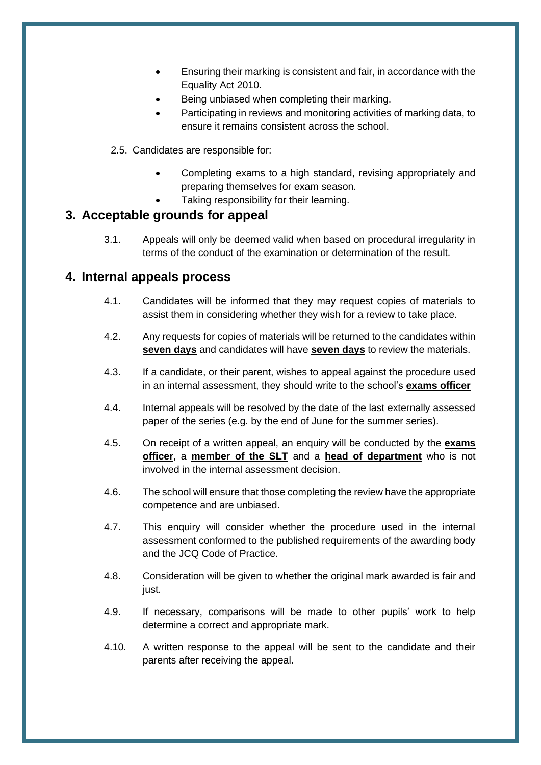- Ensuring their marking is consistent and fair, in accordance with the Equality Act 2010.
- Being unbiased when completing their marking.
- Participating in reviews and monitoring activities of marking data, to ensure it remains consistent across the school.

2.5. Candidates are responsible for:

- Completing exams to a high standard, revising appropriately and preparing themselves for exam season.
- Taking responsibility for their learning.

## 3. Acceptable grounds for appeal

3.1. Appeals will only be deemed valid when based on procedural irregularity in terms of the conduct of the examination or determination of the result.

## 4. Internal appeals process

4.1. Candidates will be informed that they may request copies of materials to assist them in considering whether they wish for a review to take place.

4.2. Any requests for copies of materials will be returned to the candidates within **seven days** and candidates will have **seven days** to review the materials.

4.3. If a candidate, or their parent, wishes to appeal against the procedure used in an internal assessment, they should write to the school's **exams officer**

4.4. Internal appeals will be resolved by the date of the last externally assessed paper of the series (e.g. by the end of June for the summer series).

4.5. On receipt of a written appeal, an enquiry will be conducted by the **exams officer**, a **member of the SLT** and a **head of department** who is not involved in the internal assessment decision.

4.6. The school will ensure that those completing the review have the appropriate competence and are unbiased.

4.7. This enquiry will consider whether the procedure used in the internal assessment conformed to the published requirements of the awarding body and the JCQ Code of Practice.

4.8. Consideration will be given to whether the original mark awarded is fair and just.

4.9. If necessary, comparisons will be made to other pupils' work to help determine a correct and appropriate mark.

4.10. A written response to the appeal will be sent to the candidate and their parents after receiving the appeal.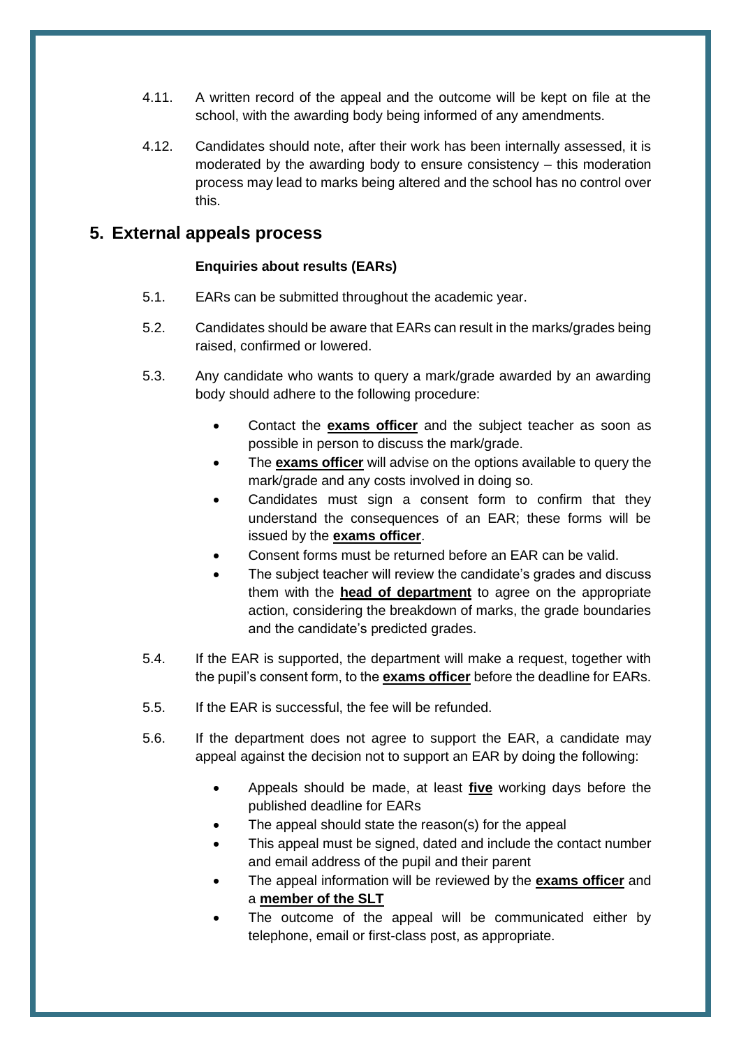4.11. A written record of the appeal and the outcome will be kept on file at the school, with the awarding body being informed of any amendments.

4.12. Candidates should note, after their work has been internally assessed, it is moderated by the awarding body to ensure consistency – this moderation process may lead to marks being altered and the school has no control over this.

## 5. External appeals process

**Enquiries about results (EARs)**

5.1. EARs can be submitted throughout the academic year.

5.2. Candidates should be aware that EARs can result in the marks/grades being raised, confirmed or lowered.

5.3. Any candidate who wants to query a mark/grade awarded by an awarding body should adhere to the following procedure:

- Contact the **exams officer** and the subject teacher as soon as possible in person to discuss the mark/grade.
- The **exams officer** will advise on the options available to query the mark/grade and any costs involved in doing so.
- Candidates must sign a consent form to confirm that they understand the consequences of an EAR; these forms will be issued by the **exams officer**.
- Consent forms must be returned before an EAR can be valid.
- The subject teacher will review the candidate's grades and discuss them with the **head of department** to agree on the appropriate action, considering the breakdown of marks, the grade boundaries and the candidate's predicted grades.

5.4. If the EAR is supported, the department will make a request, together with the pupil's consent form, to the **exams officer** before the deadline for EARs.

5.5. If the EAR is successful, the fee will be refunded.

5.6. If the department does not agree to support the EAR, a candidate may appeal against the decision not to support an EAR by doing the following:

- Appeals should be made, at least **five** working days before the published deadline for EARs
- The appeal should state the reason(s) for the appeal
- This appeal must be signed, dated and include the contact number and email address of the pupil and their parent
- The appeal information will be reviewed by the **exams officer** and a **member of the SLT**
- The outcome of the appeal will be communicated either by telephone, email or first-class post, as appropriate.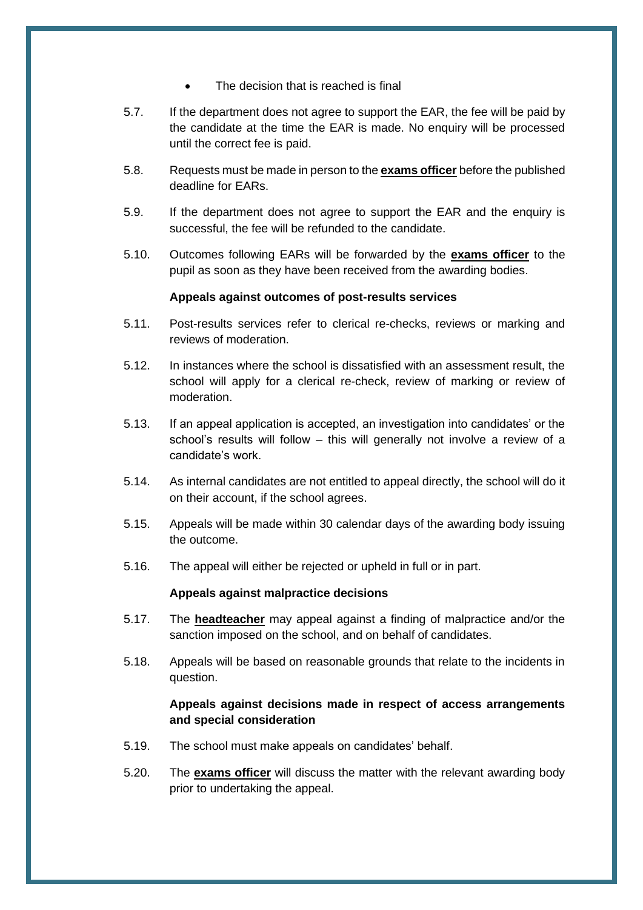- The decision that is reached is final

5.7. If the department does not agree to support the EAR, the fee will be paid by the candidate at the time the EAR is made. No enquiry will be processed until the correct fee is paid.

5.8. Requests must be made in person to the **exams officer** before the published deadline for EARs.

5.9. If the department does not agree to support the EAR and the enquiry is successful, the fee will be refunded to the candidate.

5.10. Outcomes following EARs will be forwarded by the **exams officer** to the pupil as soon as they have been received from the awarding bodies.

**Appeals against outcomes of post-results services**

5.11. Post-results services refer to clerical re-checks, reviews or marking and reviews of moderation.

5.12. In instances where the school is dissatisfied with an assessment result, the school will apply for a clerical re-check, review of marking or review of moderation.

5.13. If an appeal application is accepted, an investigation into candidates' or the school's results will follow – this will generally not involve a review of a candidate's work.

5.14. As internal candidates are not entitled to appeal directly, the school will do it on their account, if the school agrees.

5.15. Appeals will be made within 30 calendar days of the awarding body issuing the outcome.

5.16. The appeal will either be rejected or upheld in full or in part.

**Appeals against malpractice decisions**

5.17. The **headteacher** may appeal against a finding of malpractice and/or the sanction imposed on the school, and on behalf of candidates.

5.18. Appeals will be based on reasonable grounds that relate to the incidents in question.

**Appeals against decisions made in respect of access arrangements and special consideration**

5.19. The school must make appeals on candidates' behalf.

5.20. The **exams officer** will discuss the matter with the relevant awarding body prior to undertaking the appeal.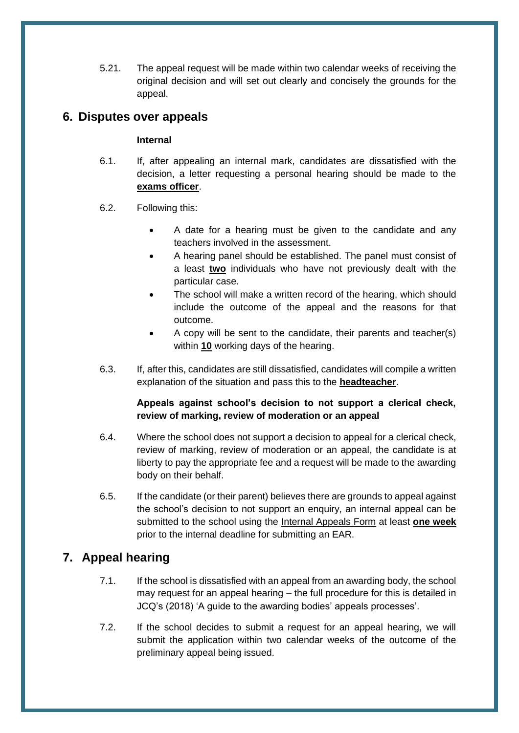5.21. The appeal request will be made within two calendar weeks of receiving the original decision and will set out clearly and concisely the grounds for the appeal.

## 6. Disputes over appeals

**Internal**

6.1. If, after appealing an internal mark, candidates are dissatisfied with the decision, a letter requesting a personal hearing should be made to the **exams officer**.

6.2. Following this:

- A date for a hearing must be given to the candidate and any teachers involved in the assessment.
- A hearing panel should be established. The panel must consist of a least **two** individuals who have not previously dealt with the particular case.
- The school will make a written record of the hearing, which should include the outcome of the appeal and the reasons for that outcome.
- A copy will be sent to the candidate, their parents and teacher(s) within **10** working days of the hearing.

6.3. If, after this, candidates are still dissatisfied, candidates will compile a written explanation of the situation and pass this to the **headteacher**.

**Appeals against school's decision to not support a clerical check, review of marking, review of moderation or an appeal**

6.4. Where the school does not support a decision to appeal for a clerical check, review of marking, review of moderation or an appeal, the candidate is at liberty to pay the appropriate fee and a request will be made to the awarding body on their behalf.

6.5. If the candidate (or their parent) believes there are grounds to appeal against the school's decision to not support an enquiry, an internal appeal can be submitted to the school using the Internal Appeals Form at least **one week** prior to the internal deadline for submitting an EAR.

## 7. Appeal hearing

7.1. If the school is dissatisfied with an appeal from an awarding body, the school may request for an appeal hearing – the full procedure for this is detailed in JCQ's (2018) 'A guide to the awarding bodies' appeals processes'.

7.2. If the school decides to submit a request for an appeal hearing, we will submit the application within two calendar weeks of the outcome of the preliminary appeal being issued.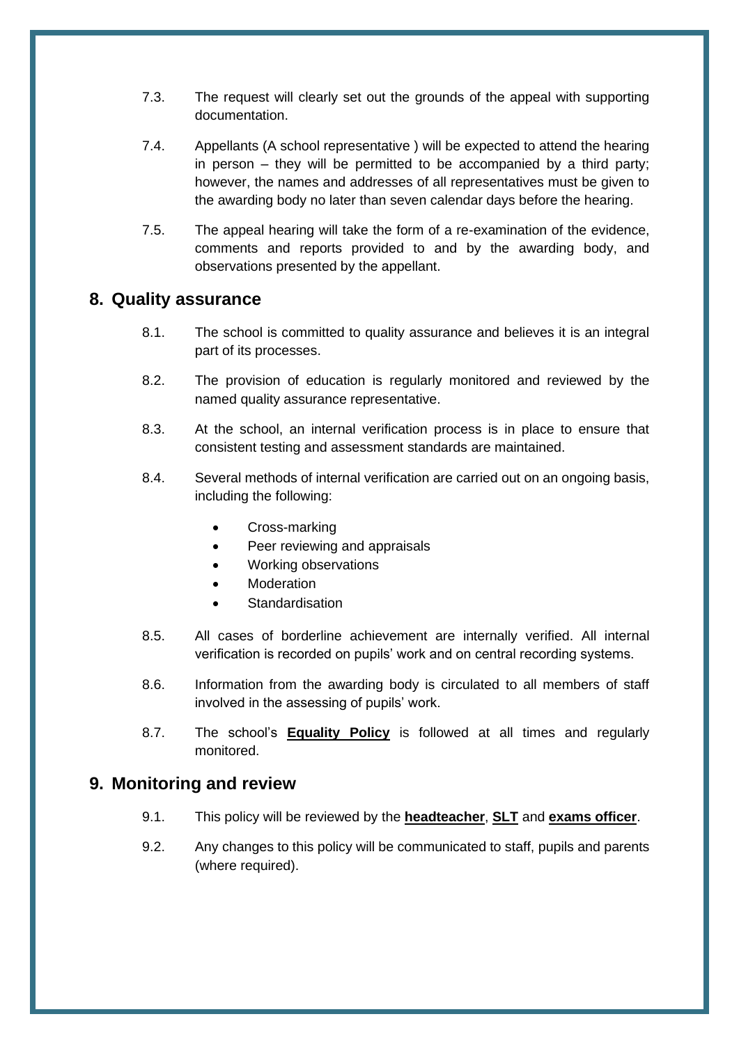7.3. The request will clearly set out the grounds of the appeal with supporting documentation.

7.4. Appellants (A school representative ) will be expected to attend the hearing in person – they will be permitted to be accompanied by a third party; however, the names and addresses of all representatives must be given to the awarding body no later than seven calendar days before the hearing.

7.5. The appeal hearing will take the form of a re-examination of the evidence, comments and reports provided to and by the awarding body, and observations presented by the appellant.

## 8. Quality assurance

8.1. The school is committed to quality assurance and believes it is an integral part of its processes.

8.2. The provision of education is regularly monitored and reviewed by the named quality assurance representative.

8.3. At the school, an internal verification process is in place to ensure that consistent testing and assessment standards are maintained.

8.4. Several methods of internal verification are carried out on an ongoing basis, including the following:

- Cross-marking
- Peer reviewing and appraisals
- Working observations
- Moderation
- Standardisation

8.5. All cases of borderline achievement are internally verified. All internal verification is recorded on pupils' work and on central recording systems.

8.6. Information from the awarding body is circulated to all members of staff involved in the assessing of pupils' work.

8.7. The school's **Equality Policy** is followed at all times and regularly monitored.

## 9. Monitoring and review

9.1. This policy will be reviewed by the **headteacher**, **SLT** and **exams officer**.

9.2. Any changes to this policy will be communicated to staff, pupils and parents (where required).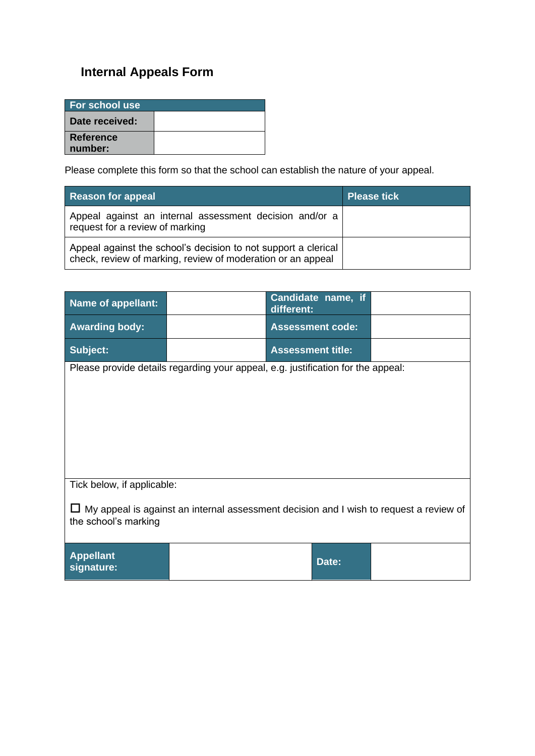## Internal Appeals Form

| For school use | |
|---|---|
| **Date received:** | |
| **Reference number:** | |

Please complete this form so that the school can establish the nature of your appeal.

| Reason for appeal | Please tick |
|---|---|
| Appeal against an internal assessment decision and/or a request for a review of marking | |
| Appeal against the school's decision to not support a clerical check, review of marking, review of moderation or an appeal | |

| | | | |
|---|---|---|---|
| **Name of appellant:** | | **Candidate name, if different:** | |
| **Awarding body:** | | **Assessment code:** | |
| **Subject:** | | **Assessment title:** | |

Please provide details regarding your appeal, e.g. justification for the appeal:

Tick below, if applicable:

☐ My appeal is against an internal assessment decision and I wish to request a review of the school's marking

| | | | |
|---|---|---|---|
| **Appellant signature:** | | **Date:** | |